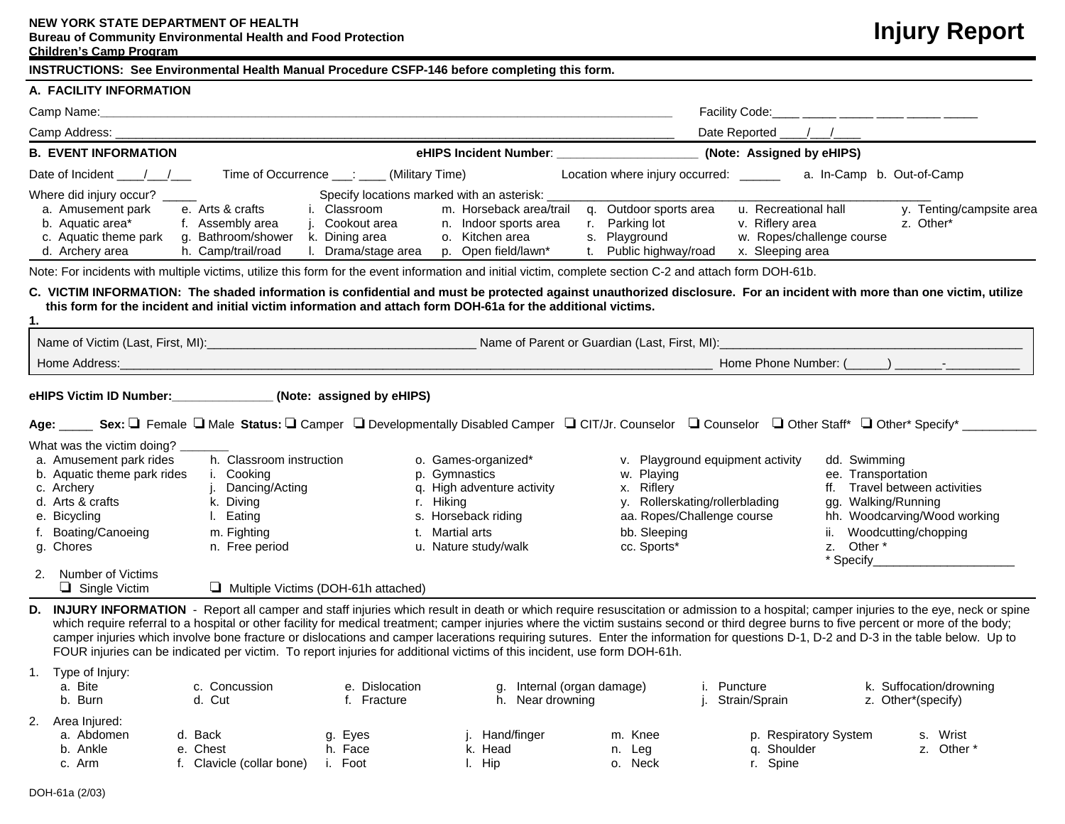**NEW YORK STATE DEPARTMENT OF HEALTH**
**Bureau of Community Environmental Health and Food Protection**
**Children's Camp Program**

# Injury Report

**INSTRUCTIONS: See Environmental Health Manual Procedure CSFP-146 before completing this form.**

## A. FACILITY INFORMATION

Camp Name:_______________________________________________ Facility Code:____ _____ _____ ____ _____ _____

Camp Address: _______________________________________________ Date Reported ____/___/____

## B. EVENT INFORMATION

**eHIPS Incident Number**: _____________________ **(Note: Assigned by eHIPS)**

Date of Incident ____/___/___ Time of Occurrence ___: ____ (Military Time) Location where injury occurred: ______ a. In-Camp b. Out-of-Camp

Where did injury occur? _____ Specify locations marked with an asterisk: _______________________________

a. Amusement park
b. Aquatic area*
c. Aquatic theme park
d. Archery area
e. Arts & crafts
f. Assembly area
g. Bathroom/shower
h. Camp/trail/road
i. Classroom
j. Cookout area
k. Dining area
l. Drama/stage area
m. Horseback area/trail
n. Indoor sports area
o. Kitchen area
p. Open field/lawn*
q. Outdoor sports area
r. Parking lot
s. Playground
t. Public highway/road
u. Recreational hall
v. Riflery area
w. Ropes/challenge course
x. Sleeping area
y. Tenting/campsite area
z. Other*

Note: For incidents with multiple victims, utilize this form for the event information and initial victim, complete section C-2 and attach form DOH-61b.

## C. VICTIM INFORMATION: The shaded information is confidential and must be protected against unauthorized disclosure. For an incident with more than one victim, utilize this form for the incident and initial victim information and attach form DOH-61a for the additional victims.

**1.**

Name of Victim (Last, First, MI):_______________________________ Name of Parent or Guardian (Last, First, MI):_______________________________

Home Address:_______________________________________________ Home Phone Number: (______) _______-___________

**eHIPS Victim ID Number:**_______________ **(Note: assigned by eHIPS)**

**Age:** _____ **Sex:** ❑ Female ❑ Male **Status:** ❑ Camper ❑ Developmentally Disabled Camper ❑ CIT/Jr. Counselor ❑ Counselor ❑ Other Staff* ❑ Other* Specify* ___________

What was the victim doing? _______

a. Amusement park rides
b. Aquatic theme park rides
c. Archery
d. Arts & crafts
e. Bicycling
f. Boating/Canoeing
g. Chores
h. Classroom instruction
i. Cooking
j. Dancing/Acting
k. Diving
l. Eating
m. Fighting
n. Free period
o. Games-organized*
p. Gymnastics
q. High adventure activity
r. Hiking
s. Horseback riding
t. Martial arts
u. Nature study/walk
v. Playground equipment activity
w. Playing
x. Riflery
y. Rollerskating/rollerblading
aa. Ropes/Challenge course
bb. Sleeping
cc. Sports*
dd. Swimming
ee. Transportation
ff. Travel between activities
gg. Walking/Running
hh. Woodcarving/Wood working
ii. Woodcutting/chopping
z. Other *
\* Specify_____________________

2. Number of Victims
❑ Single Victim ❑ Multiple Victims (DOH-61h attached)

## D. INJURY INFORMATION

- Report all camper and staff injuries which result in death or which require resuscitation or admission to a hospital; camper injuries to the eye, neck or spine which require referral to a hospital or other facility for medical treatment; camper injuries where the victim sustains second or third degree burns to five percent or more of the body; camper injuries which involve bone fracture or dislocations and camper lacerations requiring sutures. Enter the information for questions D-1, D-2 and D-3 in the table below. Up to FOUR injuries can be indicated per victim. To report injuries for additional victims of this incident, use form DOH-61h.

1. Type of Injury:

a. Bite
b. Burn
c. Concussion
d. Cut
e. Dislocation
f. Fracture
g. Internal (organ damage)
h. Near drowning
i. Puncture
j. Strain/Sprain
k. Suffocation/drowning
z. Other*(specify)

2. Area Injured:

a. Abdomen
b. Ankle
c. Arm
d. Back
e. Chest
f. Clavicle (collar bone)
g. Eyes
h. Face
i. Foot
j. Hand/finger
k. Head
l. Hip
m. Knee
n. Leg
o. Neck
p. Respiratory System
q. Shoulder
r. Spine
s. Wrist
z. Other *

DOH-61a (2/03)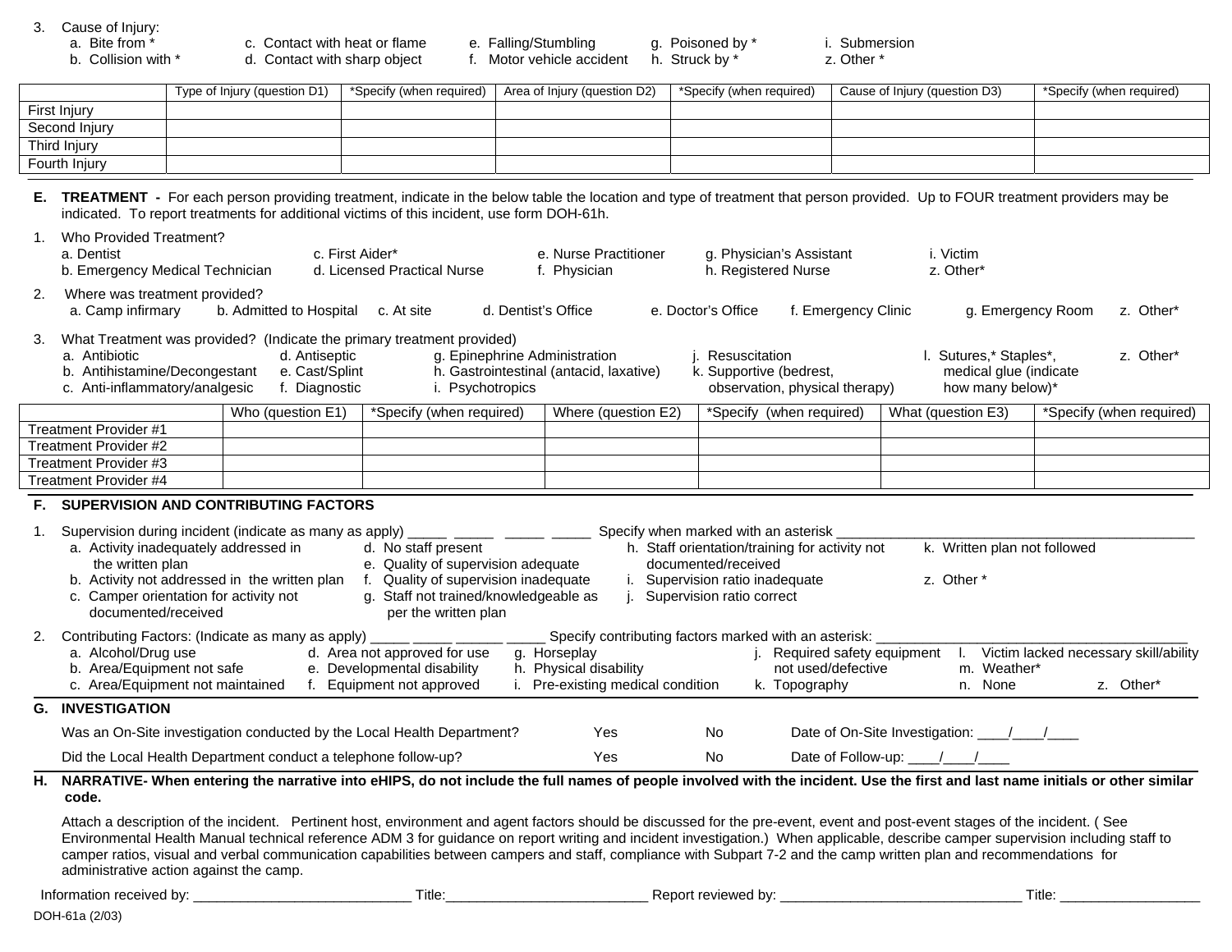3. Cause of Injury:
   - a. Bite from *
   - b. Collision with *
   - c. Contact with heat or flame
   - d. Contact with sharp object
   - e. Falling/Stumbling
   - f. Motor vehicle accident
   - g. Poisoned by *
   - h. Struck by *
   - i. Submersion
   - z. Other *

| | Type of Injury (question D1) | *Specify (when required) | Area of Injury (question D2) | *Specify (when required) | Cause of Injury (question D3) | *Specify (when required) |
|---|---|---|---|---|---|---|
| First Injury | | | | | | |
| Second Injury | | | | | | |
| Third Injury | | | | | | |
| Fourth Injury | | | | | | |

## E. TREATMENT - For each person providing treatment, indicate in the below table the location and type of treatment that person provided. Up to FOUR treatment providers may be indicated. To report treatments for additional victims of this incident, use form DOH-61h.

1. Who Provided Treatment?
   - a. Dentist
   - b. Emergency Medical Technician
   - c. First Aider*
   - d. Licensed Practical Nurse
   - e. Nurse Practitioner
   - f. Physician
   - g. Physician's Assistant
   - h. Registered Nurse
   - i. Victim
   - z. Other*

2. Where was treatment provided?
   - a. Camp infirmary
   - b. Admitted to Hospital
   - c. At site
   - d. Dentist's Office
   - e. Doctor's Office
   - f. Emergency Clinic
   - g. Emergency Room
   - z. Other*

3. What Treatment was provided? (Indicate the primary treatment provided)
   - a. Antibiotic
   - b. Antihistamine/Decongestant
   - c. Anti-inflammatory/analgesic
   - d. Antiseptic
   - e. Cast/Splint
   - f. Diagnostic
   - g. Epinephrine Administration
   - h. Gastrointestinal (antacid, laxative)
   - i. Psychotropics
   - j. Resuscitation
   - k. Supportive (bedrest, observation, physical therapy)
   - l. Sutures,* Staples*, medical glue (indicate how many below)*
   - z. Other*

| | Who (question E1) | *Specify (when required) | Where (question E2) | *Specify (when required) | What (question E3) | *Specify (when required) |
|---|---|---|---|---|---|---|
| Treatment Provider #1 | | | | | | |
| Treatment Provider #2 | | | | | | |
| Treatment Provider #3 | | | | | | |
| Treatment Provider #4 | | | | | | |

## F. SUPERVISION AND CONTRIBUTING FACTORS

1. Supervision during incident (indicate as many as apply) _____ _____ _____ _____ Specify when marked with an asterisk ______________________________________________
   - a. Activity inadequately addressed in the written plan
   - b. Activity not addressed in the written plan
   - c. Camper orientation for activity not documented/received
   - d. No staff present
   - e. Quality of supervision adequate
   - f. Quality of supervision inadequate
   - g. Staff not trained/knowledgeable as per the written plan
   - h. Staff orientation/training for activity not documented/received
   - i. Supervision ratio inadequate
   - j. Supervision ratio correct
   - k. Written plan not followed
   - z. Other *

2. Contributing Factors: (Indicate as many as apply) _____ _____ ______ _____ Specify contributing factors marked with an asterisk: ________________________________________
   - a. Alcohol/Drug use
   - b. Area/Equipment not safe
   - c. Area/Equipment not maintained
   - d. Area not approved for use
   - e. Developmental disability
   - f. Equipment not approved
   - g. Horseplay
   - h. Physical disability
   - i. Pre-existing medical condition
   - j. Required safety equipment not used/defective
   - k. Topography
   - l. Victim lacked necessary skill/ability
   - m. Weather*
   - n. None
   - z. Other*

## G. INVESTIGATION

Was an On-Site investigation conducted by the Local Health Department? Yes No Date of On-Site Investigation: ____/____/____

Did the Local Health Department conduct a telephone follow-up? Yes No Date of Follow-up: ____/____/____

## H. NARRATIVE- When entering the narrative into eHIPS, do not include the full names of people involved with the incident. Use the first and last name initials or other similar code.

Attach a description of the incident. Pertinent host, environment and agent factors should be discussed for the pre-event, event and post-event stages of the incident. ( See Environmental Health Manual technical reference ADM 3 for guidance on report writing and incident investigation.) When applicable, describe camper supervision including staff to camper ratios, visual and verbal communication capabilities between campers and staff, compliance with Subpart 7-2 and the camp written plan and recommendations for administrative action against the camp.

Information received by: ____________________________ Title:__________________________ Report reviewed by: ________________________________ Title: __________________

DOH-61a (2/03)